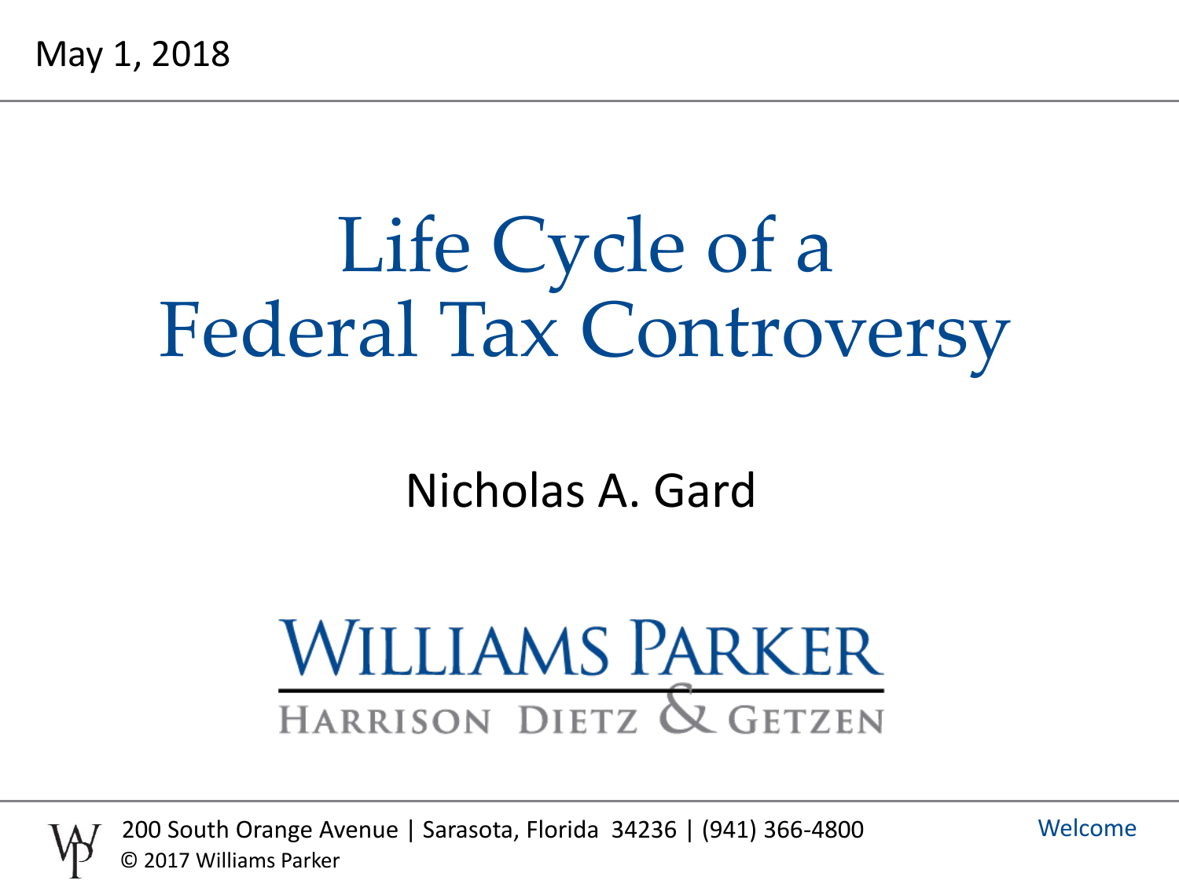May 1, 2018

# Life Cycle of a Federal Tax Controversy

Nicholas A. Gard

WILLIAMS PARKER

HARRISON DIETZ & GETZEN

200 South Orange Avenue | Sarasota, Florida 34236 | (941) 366-4800

© 2017 Williams Parker

Welcome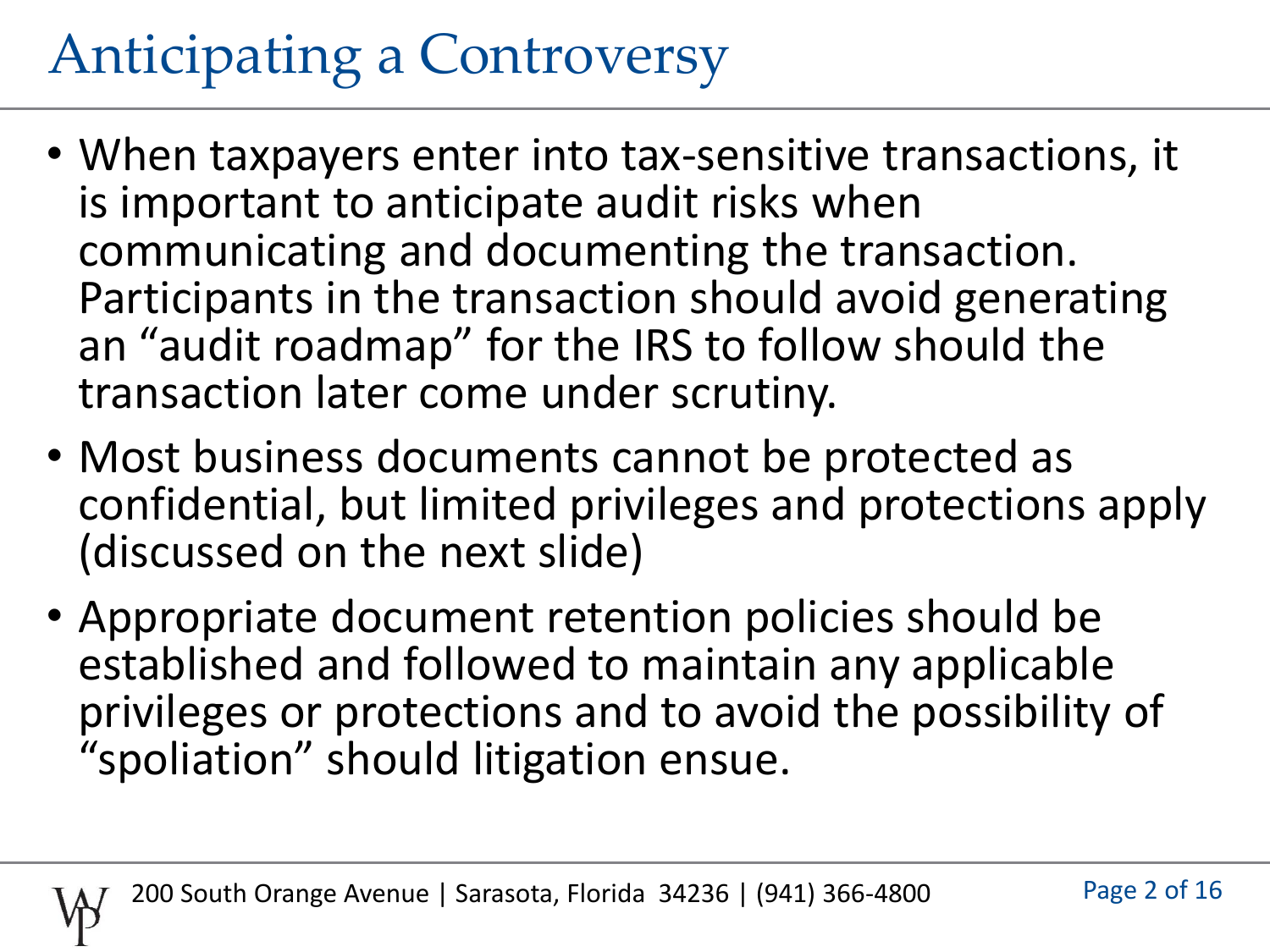# Anticipating a Controversy

- When taxpayers enter into tax-sensitive transactions, it is important to anticipate audit risks when communicating and documenting the transaction. Participants in the transaction should avoid generating an "audit roadmap" for the IRS to follow should the transaction later come under scrutiny.
- Most business documents cannot be protected as confidential, but limited privileges and protections apply (discussed on the next slide)
- Appropriate document retention policies should be established and followed to maintain any applicable privileges or protections and to avoid the possibility of "spoliation" should litigation ensue.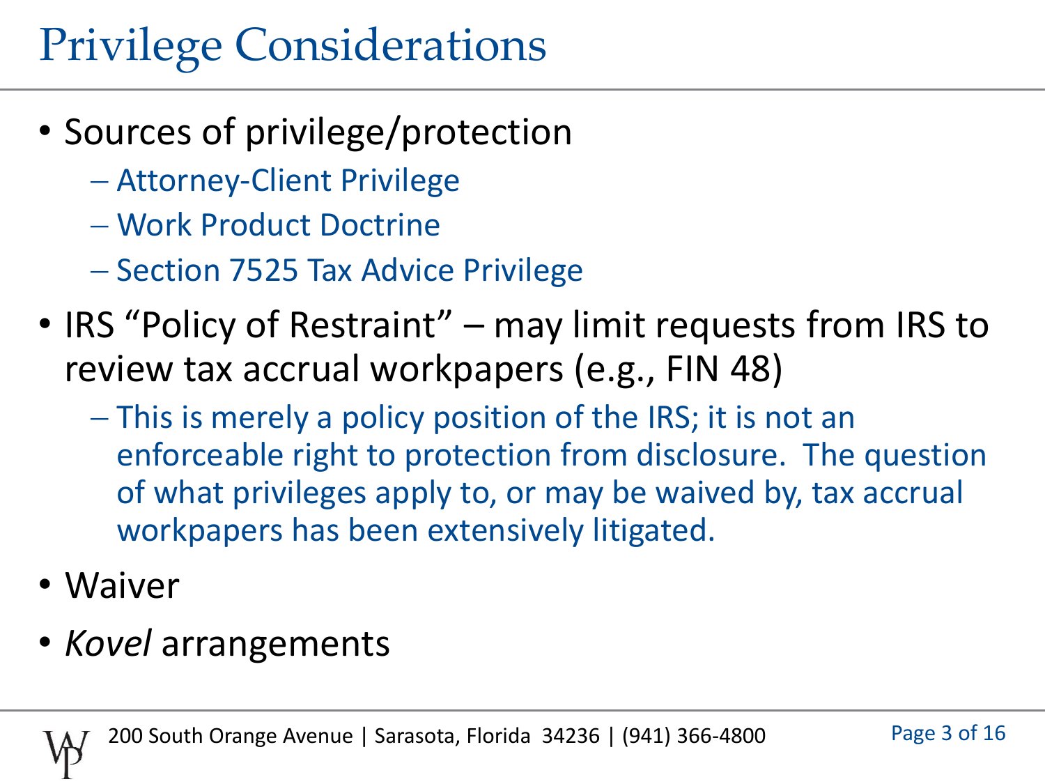# Privilege Considerations

- Sources of privilege/protection
  - Attorney-Client Privilege
  - Work Product Doctrine
  - Section 7525 Tax Advice Privilege
- IRS "Policy of Restraint" – may limit requests from IRS to review tax accrual workpapers (e.g., FIN 48)
  - This is merely a policy position of the IRS; it is not an enforceable right to protection from disclosure. The question of what privileges apply to, or may be waived by, tax accrual workpapers has been extensively litigated.
- Waiver
- *Kovel* arrangements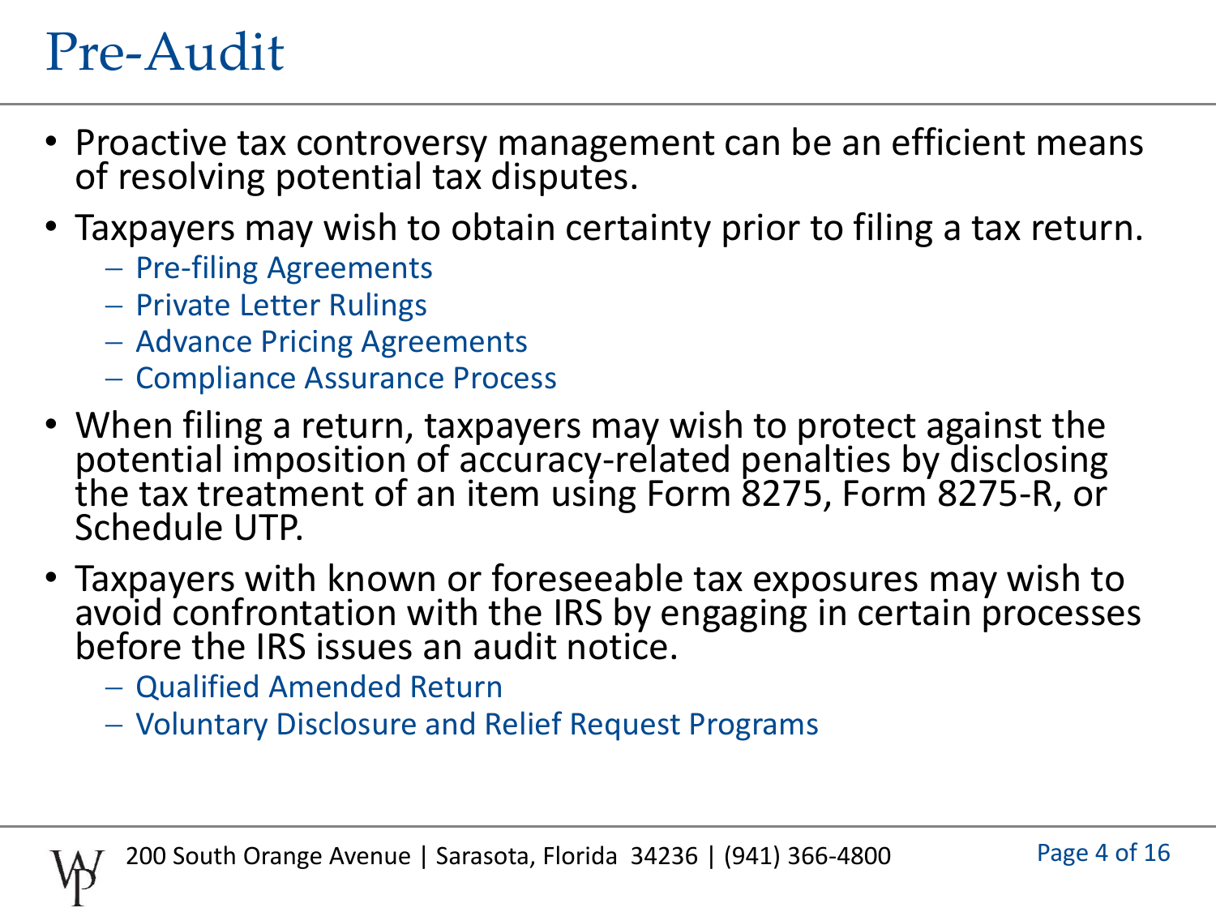# Pre-Audit

- Proactive tax controversy management can be an efficient means of resolving potential tax disputes.
- Taxpayers may wish to obtain certainty prior to filing a tax return.
  - Pre-filing Agreements
  - Private Letter Rulings
  - Advance Pricing Agreements
  - Compliance Assurance Process
- When filing a return, taxpayers may wish to protect against the potential imposition of accuracy-related penalties by disclosing the tax treatment of an item using Form 8275, Form 8275-R, or Schedule UTP.
- Taxpayers with known or foreseeable tax exposures may wish to avoid confrontation with the IRS by engaging in certain processes before the IRS issues an audit notice.
  - Qualified Amended Return
  - Voluntary Disclosure and Relief Request Programs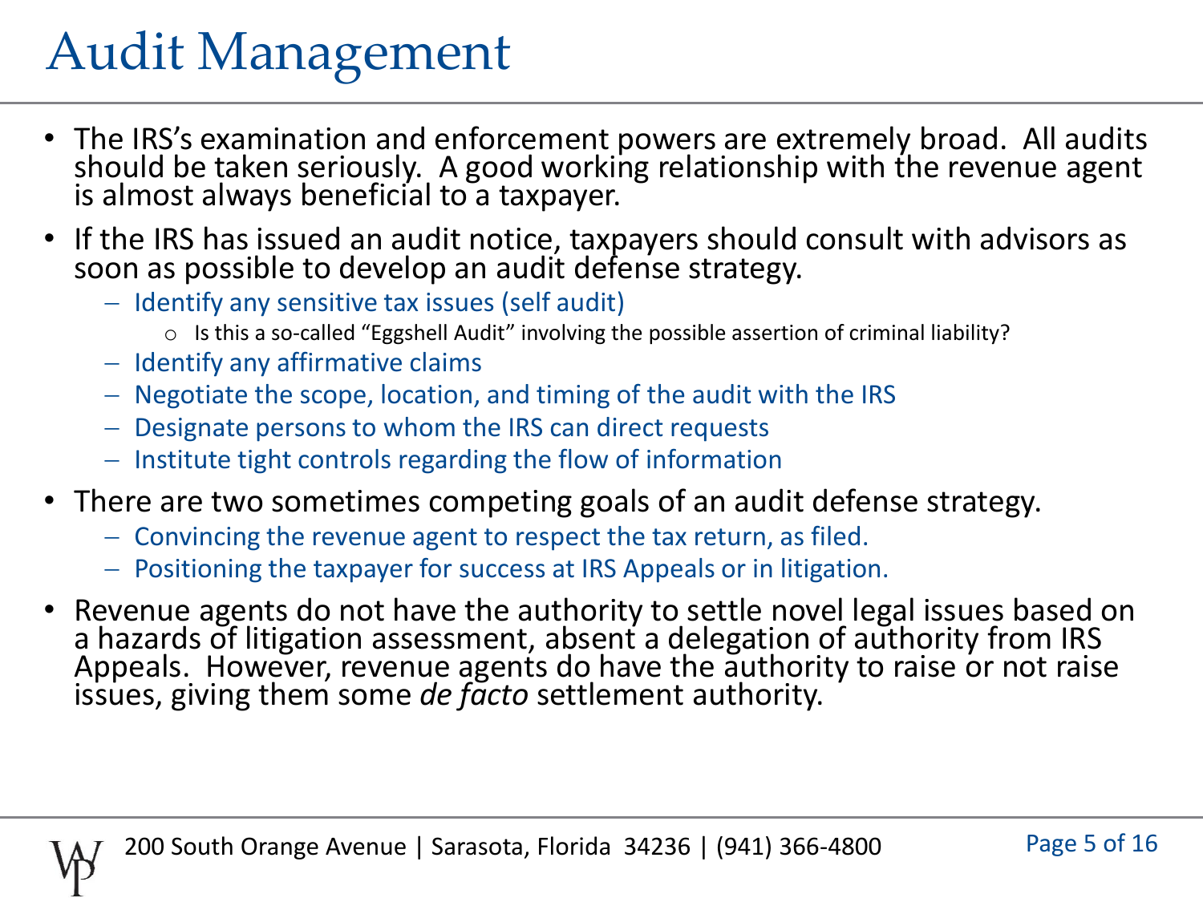# Audit Management

- The IRS's examination and enforcement powers are extremely broad. All audits should be taken seriously. A good working relationship with the revenue agent is almost always beneficial to a taxpayer.
- If the IRS has issued an audit notice, taxpayers should consult with advisors as soon as possible to develop an audit defense strategy.
  - Identify any sensitive tax issues (self audit)
    - Is this a so-called "Eggshell Audit" involving the possible assertion of criminal liability?
  - Identify any affirmative claims
  - Negotiate the scope, location, and timing of the audit with the IRS
  - Designate persons to whom the IRS can direct requests
  - Institute tight controls regarding the flow of information
- There are two sometimes competing goals of an audit defense strategy.
  - Convincing the revenue agent to respect the tax return, as filed.
  - Positioning the taxpayer for success at IRS Appeals or in litigation.
- Revenue agents do not have the authority to settle novel legal issues based on a hazards of litigation assessment, absent a delegation of authority from IRS Appeals. However, revenue agents do have the authority to raise or not raise issues, giving them some *de facto* settlement authority.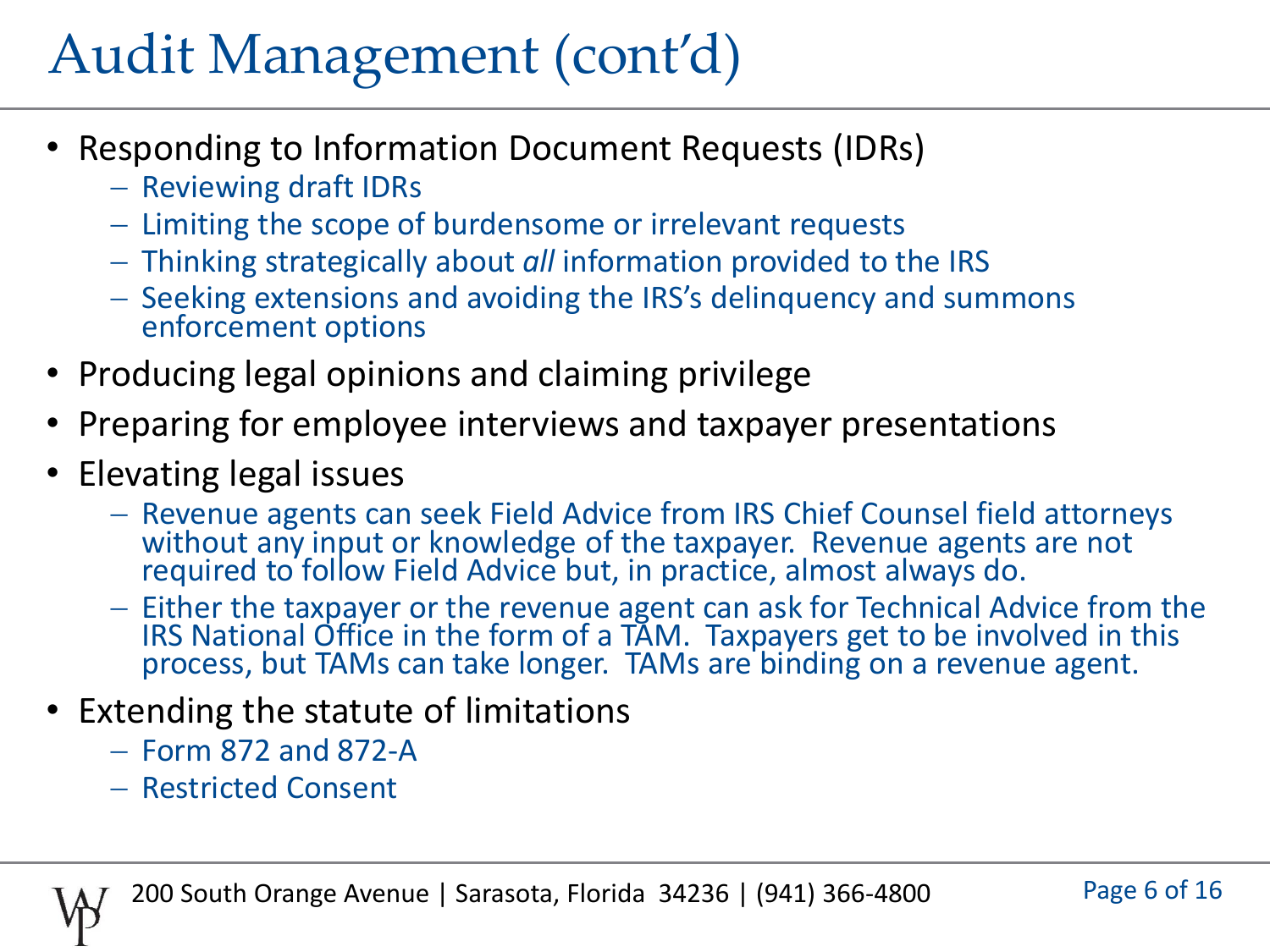# Audit Management (cont'd)

- Responding to Information Document Requests (IDRs)
  - Reviewing draft IDRs
  - Limiting the scope of burdensome or irrelevant requests
  - Thinking strategically about *all* information provided to the IRS
  - Seeking extensions and avoiding the IRS's delinquency and summons enforcement options
- Producing legal opinions and claiming privilege
- Preparing for employee interviews and taxpayer presentations
- Elevating legal issues
  - Revenue agents can seek Field Advice from IRS Chief Counsel field attorneys without any input or knowledge of the taxpayer. Revenue agents are not required to follow Field Advice but, in practice, almost always do.
  - Either the taxpayer or the revenue agent can ask for Technical Advice from the IRS National Office in the form of a TAM. Taxpayers get to be involved in this process, but TAMs can take longer. TAMs are binding on a revenue agent.
- Extending the statute of limitations
  - Form 872 and 872-A
  - Restricted Consent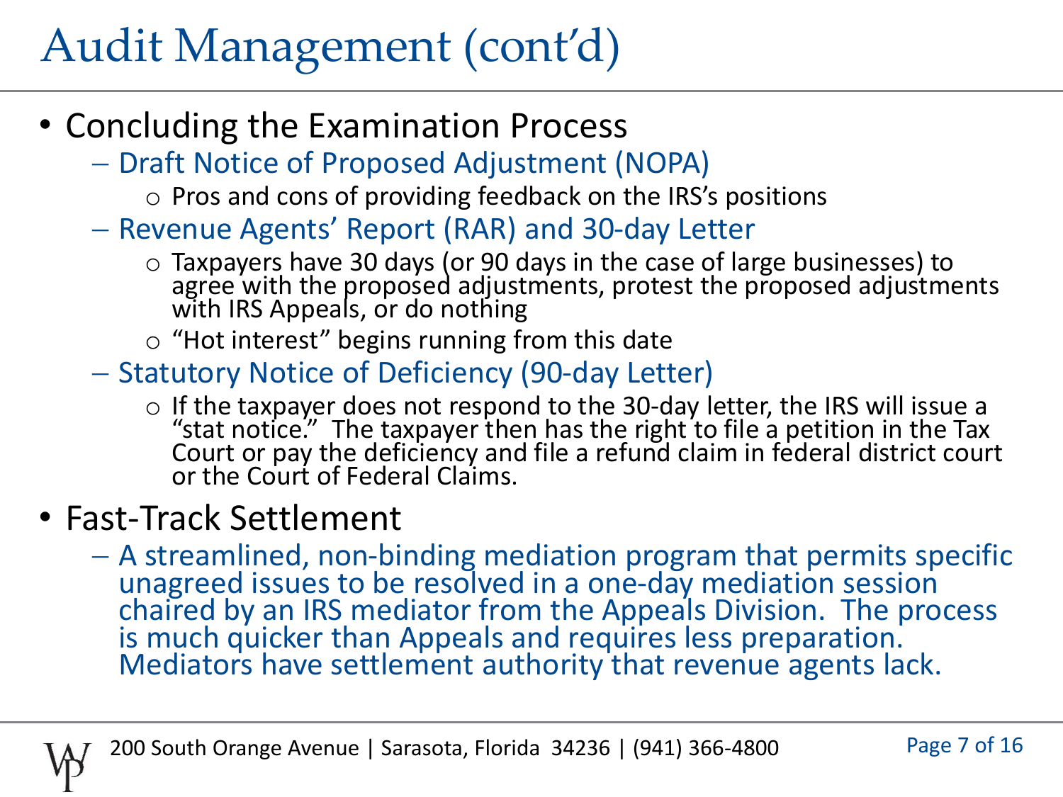# Audit Management (cont'd)

- Concluding the Examination Process
  - Draft Notice of Proposed Adjustment (NOPA)
    - Pros and cons of providing feedback on the IRS's positions
  - Revenue Agents' Report (RAR) and 30-day Letter
    - Taxpayers have 30 days (or 90 days in the case of large businesses) to agree with the proposed adjustments, protest the proposed adjustments with IRS Appeals, or do nothing
    - "Hot interest" begins running from this date
  - Statutory Notice of Deficiency (90-day Letter)
    - If the taxpayer does not respond to the 30-day letter, the IRS will issue a "stat notice." The taxpayer then has the right to file a petition in the Tax Court or pay the deficiency and file a refund claim in federal district court or the Court of Federal Claims.
- Fast-Track Settlement
  - A streamlined, non-binding mediation program that permits specific unagreed issues to be resolved in a one-day mediation session chaired by an IRS mediator from the Appeals Division. The process is much quicker than Appeals and requires less preparation. Mediators have settlement authority that revenue agents lack.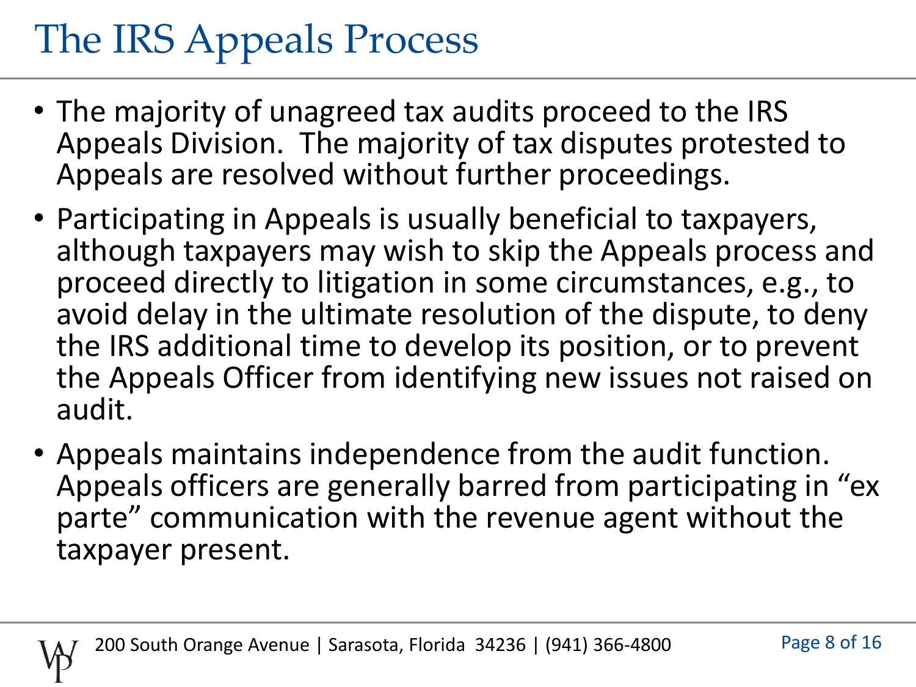# The IRS Appeals Process

- The majority of unagreed tax audits proceed to the IRS Appeals Division. The majority of tax disputes protested to Appeals are resolved without further proceedings.
- Participating in Appeals is usually beneficial to taxpayers, although taxpayers may wish to skip the Appeals process and proceed directly to litigation in some circumstances, e.g., to avoid delay in the ultimate resolution of the dispute, to deny the IRS additional time to develop its position, or to prevent the Appeals Officer from identifying new issues not raised on audit.
- Appeals maintains independence from the audit function. Appeals officers are generally barred from participating in "ex parte" communication with the revenue agent without the taxpayer present.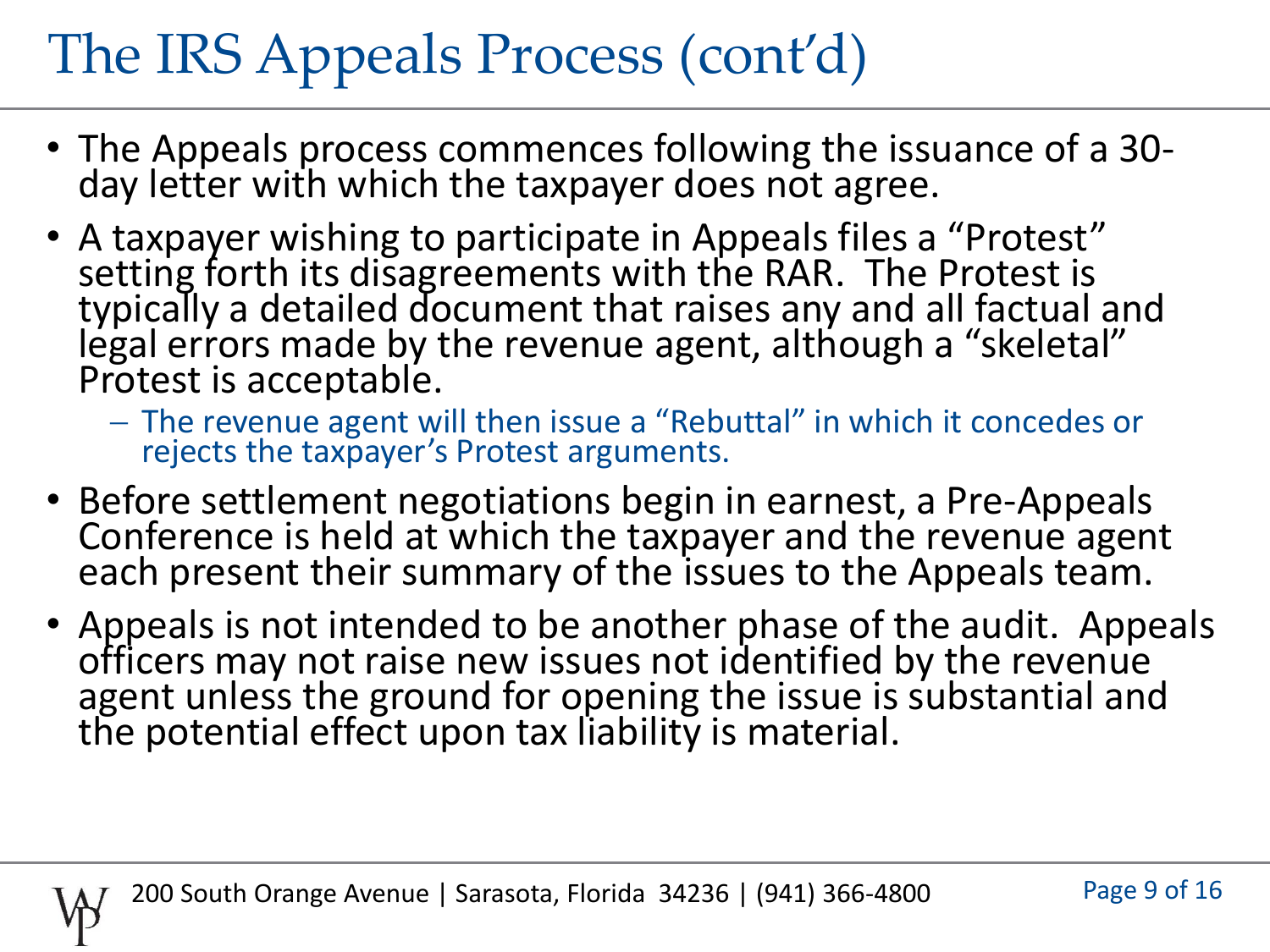# The IRS Appeals Process (cont'd)

- The Appeals process commences following the issuance of a 30-day letter with which the taxpayer does not agree.
- A taxpayer wishing to participate in Appeals files a "Protest" setting forth its disagreements with the RAR. The Protest is typically a detailed document that raises any and all factual and legal errors made by the revenue agent, although a "skeletal" Protest is acceptable.
  - The revenue agent will then issue a "Rebuttal" in which it concedes or rejects the taxpayer's Protest arguments.
- Before settlement negotiations begin in earnest, a Pre-Appeals Conference is held at which the taxpayer and the revenue agent each present their summary of the issues to the Appeals team.
- Appeals is not intended to be another phase of the audit. Appeals officers may not raise new issues not identified by the revenue agent unless the ground for opening the issue is substantial and the potential effect upon tax liability is material.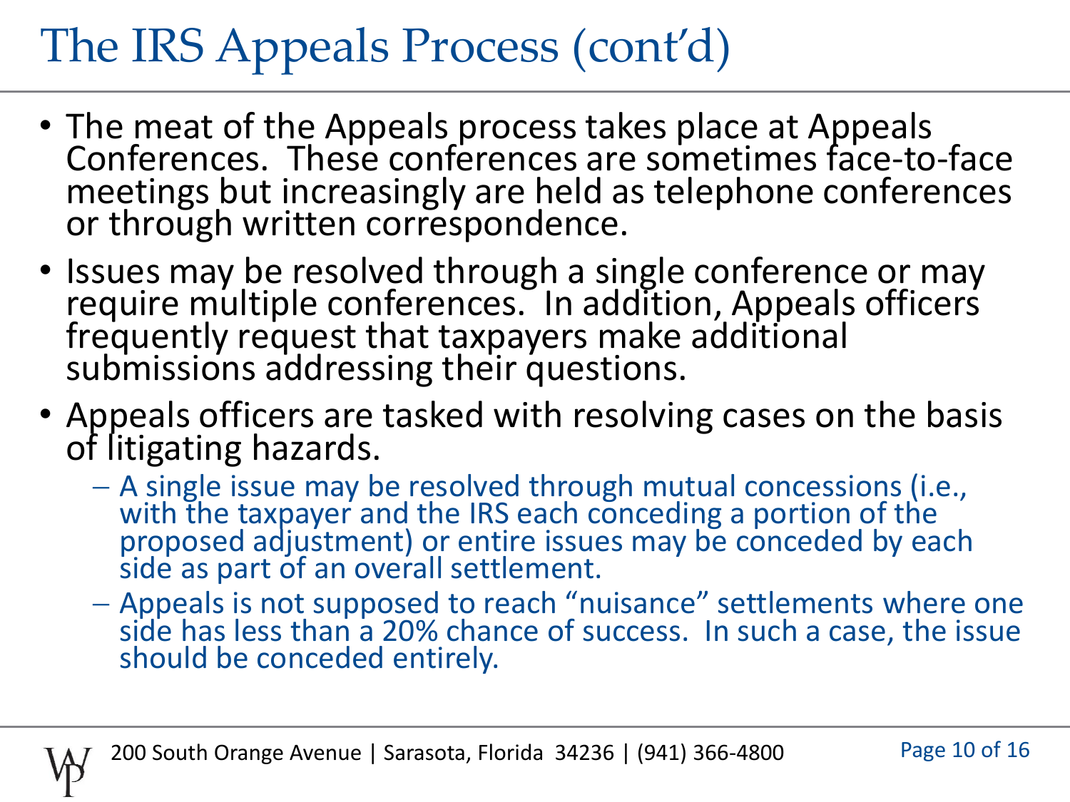# The IRS Appeals Process (cont'd)

- The meat of the Appeals process takes place at Appeals Conferences. These conferences are sometimes face-to-face meetings but increasingly are held as telephone conferences or through written correspondence.
- Issues may be resolved through a single conference or may require multiple conferences. In addition, Appeals officers frequently request that taxpayers make additional submissions addressing their questions.
- Appeals officers are tasked with resolving cases on the basis of litigating hazards.
  - A single issue may be resolved through mutual concessions (i.e., with the taxpayer and the IRS each conceding a portion of the proposed adjustment) or entire issues may be conceded by each side as part of an overall settlement.
  - Appeals is not supposed to reach "nuisance" settlements where one side has less than a 20% chance of success. In such a case, the issue should be conceded entirely.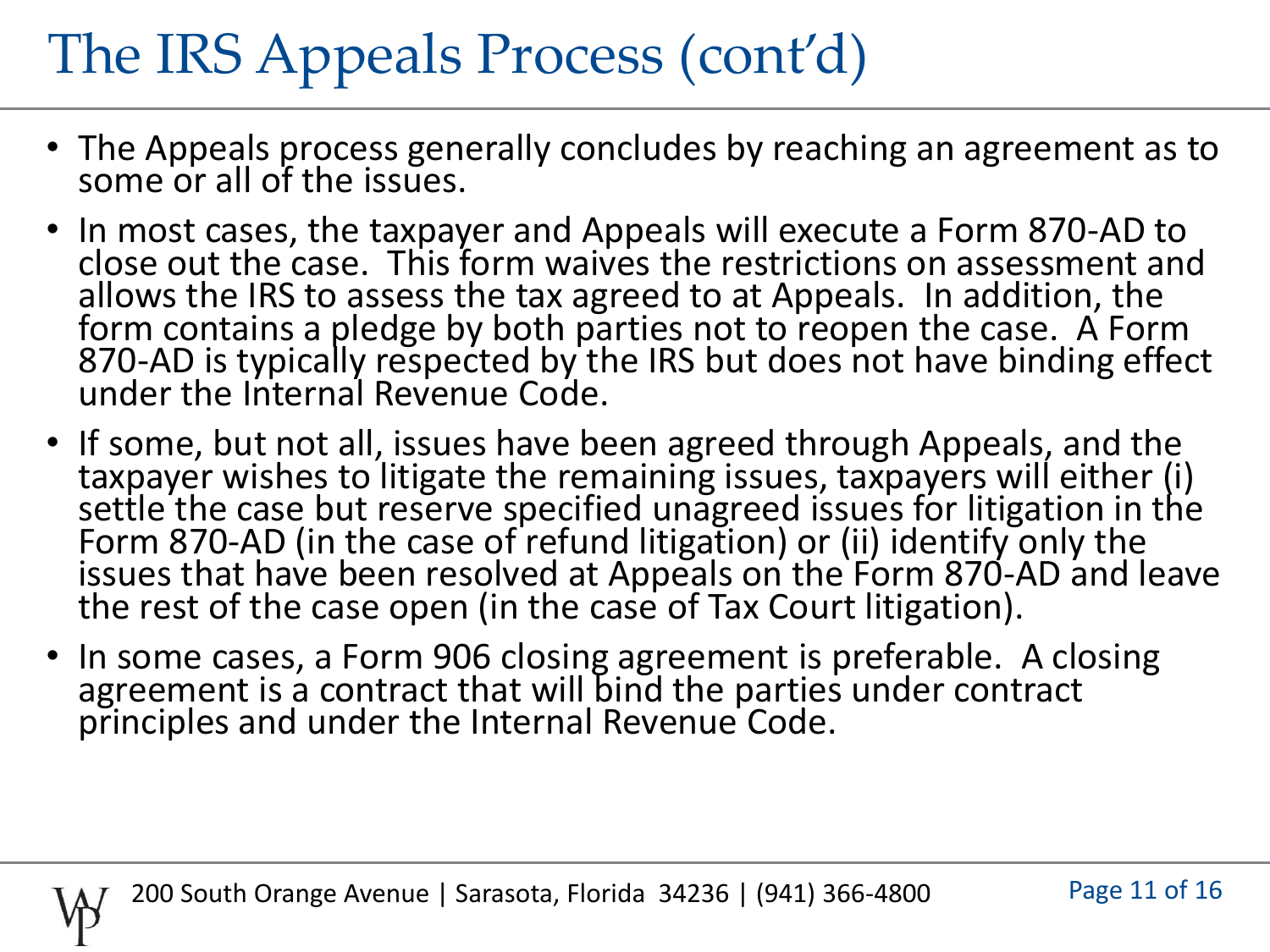# The IRS Appeals Process (cont'd)

- The Appeals process generally concludes by reaching an agreement as to some or all of the issues.
- In most cases, the taxpayer and Appeals will execute a Form 870-AD to close out the case. This form waives the restrictions on assessment and allows the IRS to assess the tax agreed to at Appeals. In addition, the form contains a pledge by both parties not to reopen the case. A Form 870-AD is typically respected by the IRS but does not have binding effect under the Internal Revenue Code.
- If some, but not all, issues have been agreed through Appeals, and the taxpayer wishes to litigate the remaining issues, taxpayers will either (i) settle the case but reserve specified unagreed issues for litigation in the Form 870-AD (in the case of refund litigation) or (ii) identify only the issues that have been resolved at Appeals on the Form 870-AD and leave the rest of the case open (in the case of Tax Court litigation).
- In some cases, a Form 906 closing agreement is preferable. A closing agreement is a contract that will bind the parties under contract principles and under the Internal Revenue Code.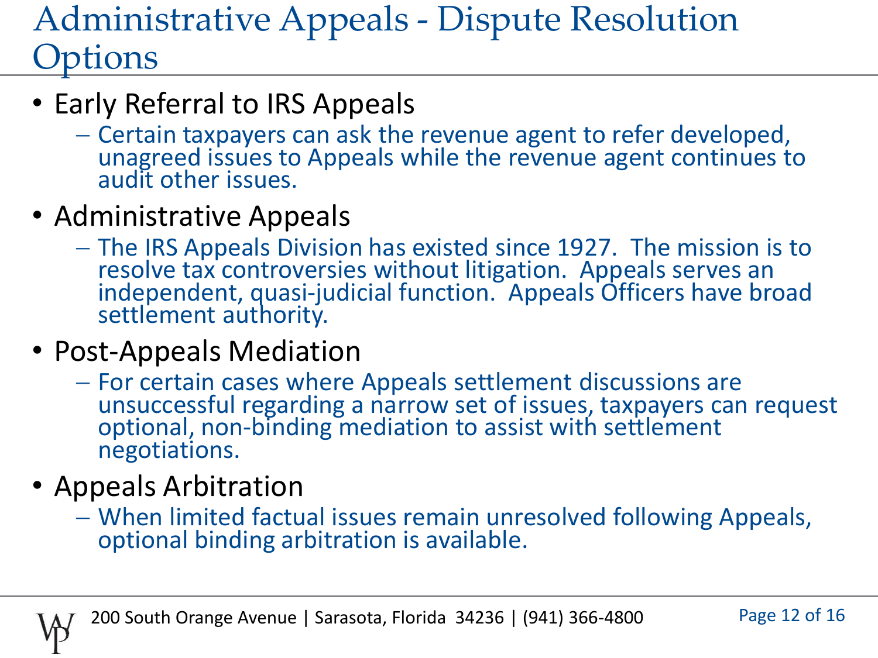# Administrative Appeals - Dispute Resolution Options

- Early Referral to IRS Appeals
  - Certain taxpayers can ask the revenue agent to refer developed, unagreed issues to Appeals while the revenue agent continues to audit other issues.
- Administrative Appeals
  - The IRS Appeals Division has existed since 1927. The mission is to resolve tax controversies without litigation. Appeals serves an independent, quasi-judicial function. Appeals Officers have broad settlement authority.
- Post-Appeals Mediation
  - For certain cases where Appeals settlement discussions are unsuccessful regarding a narrow set of issues, taxpayers can request optional, non-binding mediation to assist with settlement negotiations.
- Appeals Arbitration
  - When limited factual issues remain unresolved following Appeals, optional binding arbitration is available.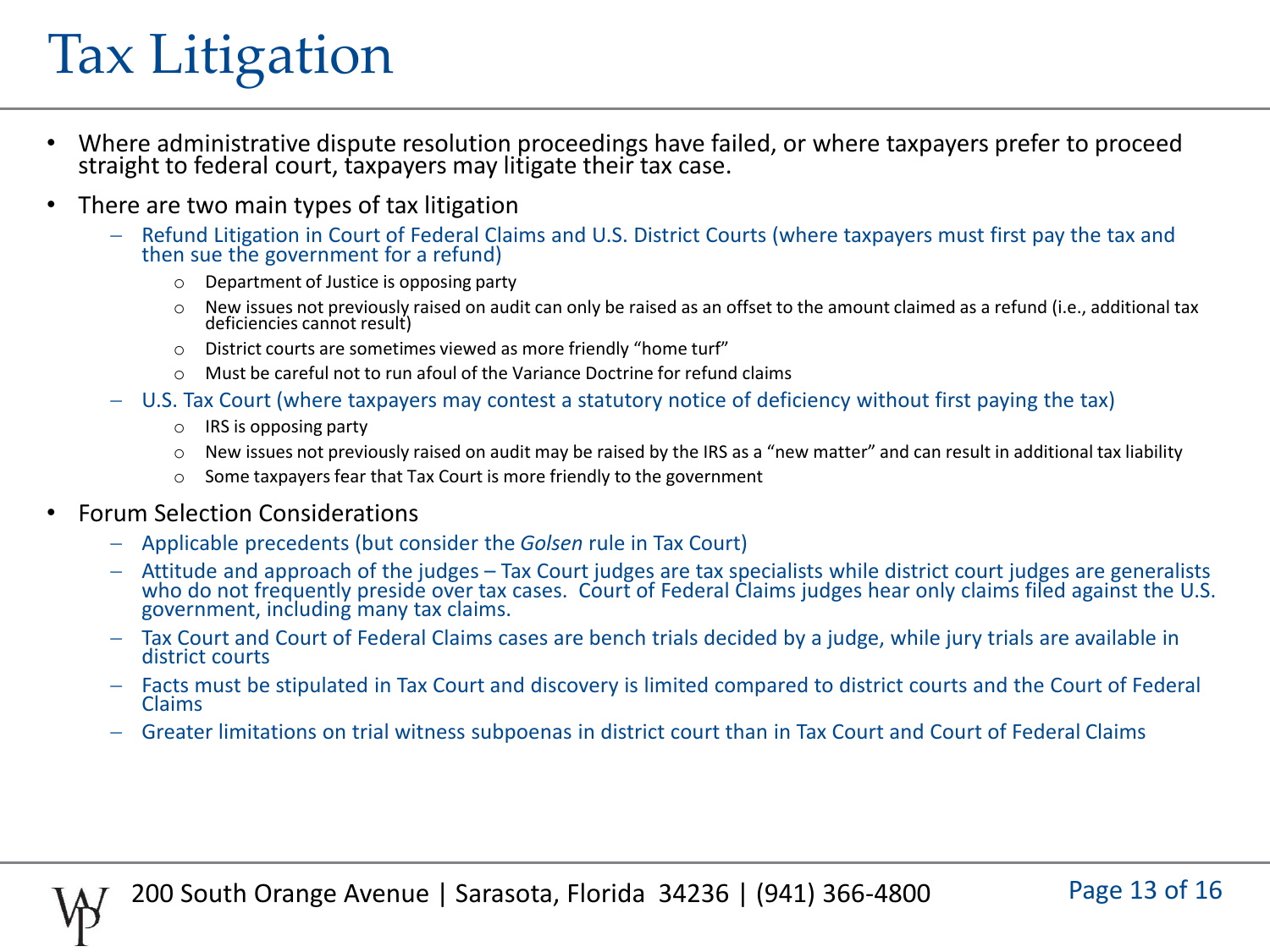# Tax Litigation

- Where administrative dispute resolution proceedings have failed, or where taxpayers prefer to proceed straight to federal court, taxpayers may litigate their tax case.
- There are two main types of tax litigation
  - Refund Litigation in Court of Federal Claims and U.S. District Courts (where taxpayers must first pay the tax and then sue the government for a refund)
    - Department of Justice is opposing party
    - New issues not previously raised on audit can only be raised as an offset to the amount claimed as a refund (i.e., additional tax deficiencies cannot result)
    - District courts are sometimes viewed as more friendly "home turf"
    - Must be careful not to run afoul of the Variance Doctrine for refund claims
  - U.S. Tax Court (where taxpayers may contest a statutory notice of deficiency without first paying the tax)
    - IRS is opposing party
    - New issues not previously raised on audit may be raised by the IRS as a "new matter" and can result in additional tax liability
    - Some taxpayers fear that Tax Court is more friendly to the government
- Forum Selection Considerations
  - Applicable precedents (but consider the *Golsen* rule in Tax Court)
  - Attitude and approach of the judges – Tax Court judges are tax specialists while district court judges are generalists who do not frequently preside over tax cases. Court of Federal Claims judges hear only claims filed against the U.S. government, including many tax claims.
  - Tax Court and Court of Federal Claims cases are bench trials decided by a judge, while jury trials are available in district courts
  - Facts must be stipulated in Tax Court and discovery is limited compared to district courts and the Court of Federal Claims
  - Greater limitations on trial witness subpoenas in district court than in Tax Court and Court of Federal Claims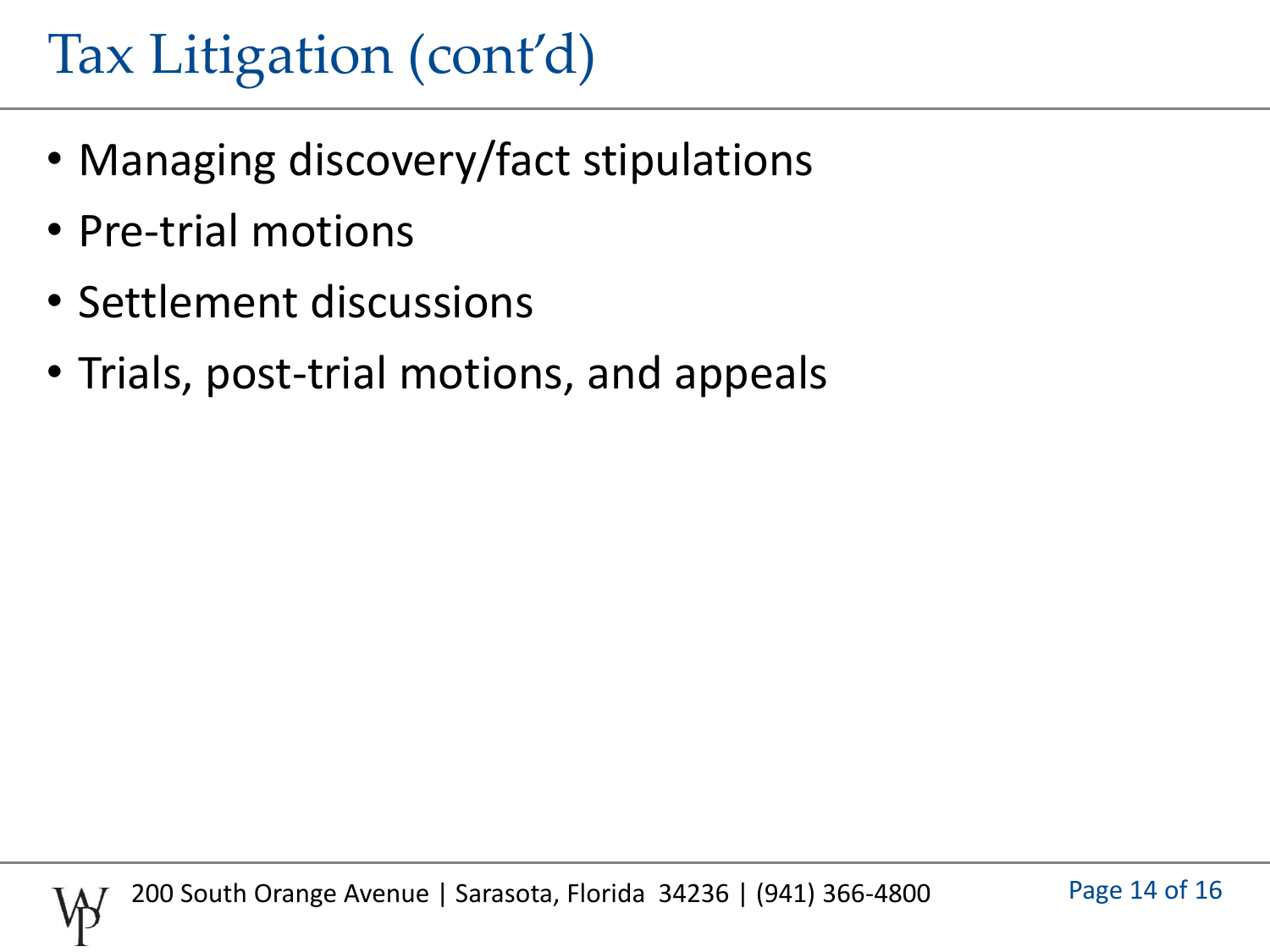# Tax Litigation (cont'd)

- Managing discovery/fact stipulations
- Pre-trial motions
- Settlement discussions
- Trials, post-trial motions, and appeals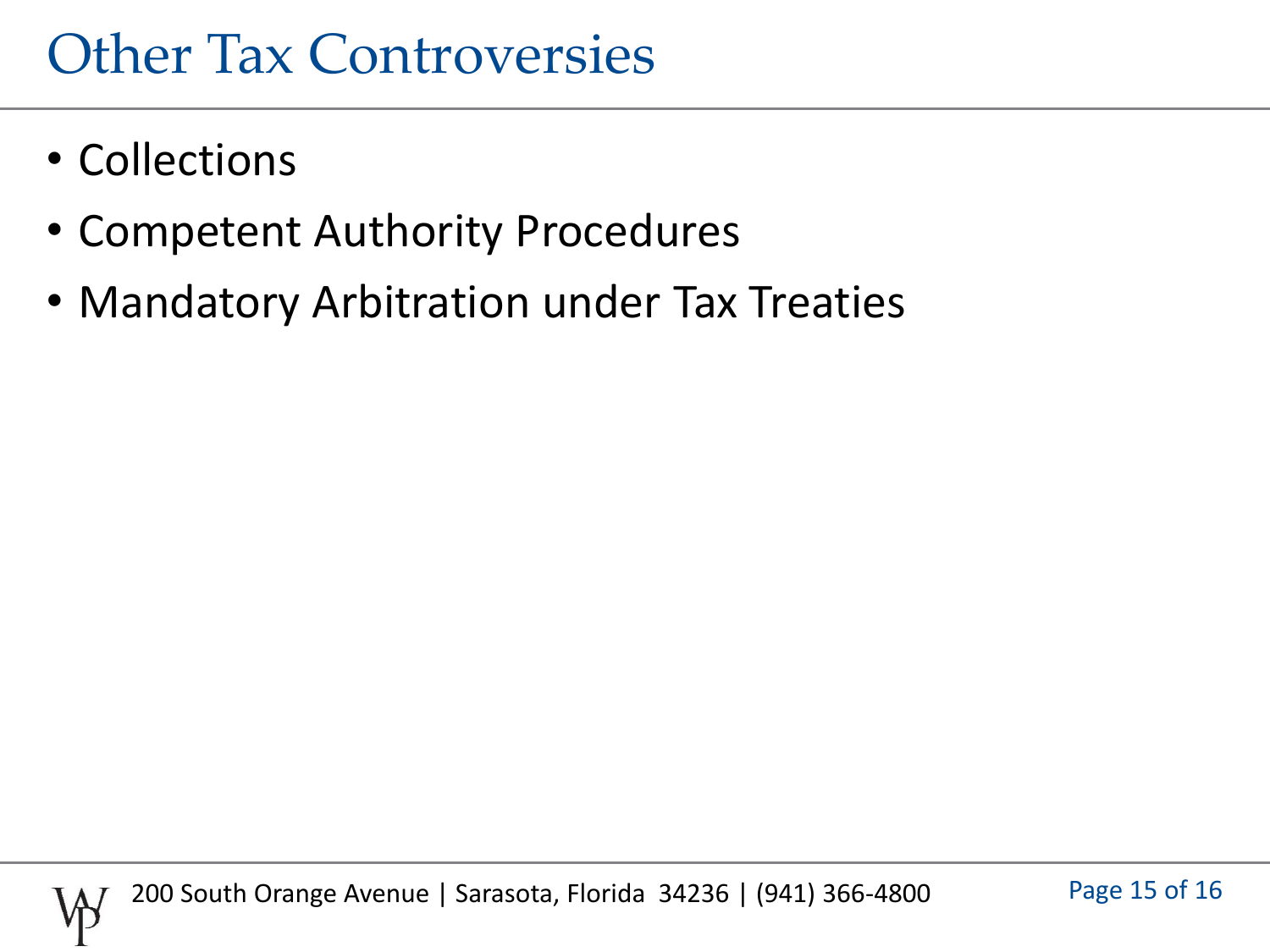# Other Tax Controversies

- Collections
- Competent Authority Procedures
- Mandatory Arbitration under Tax Treaties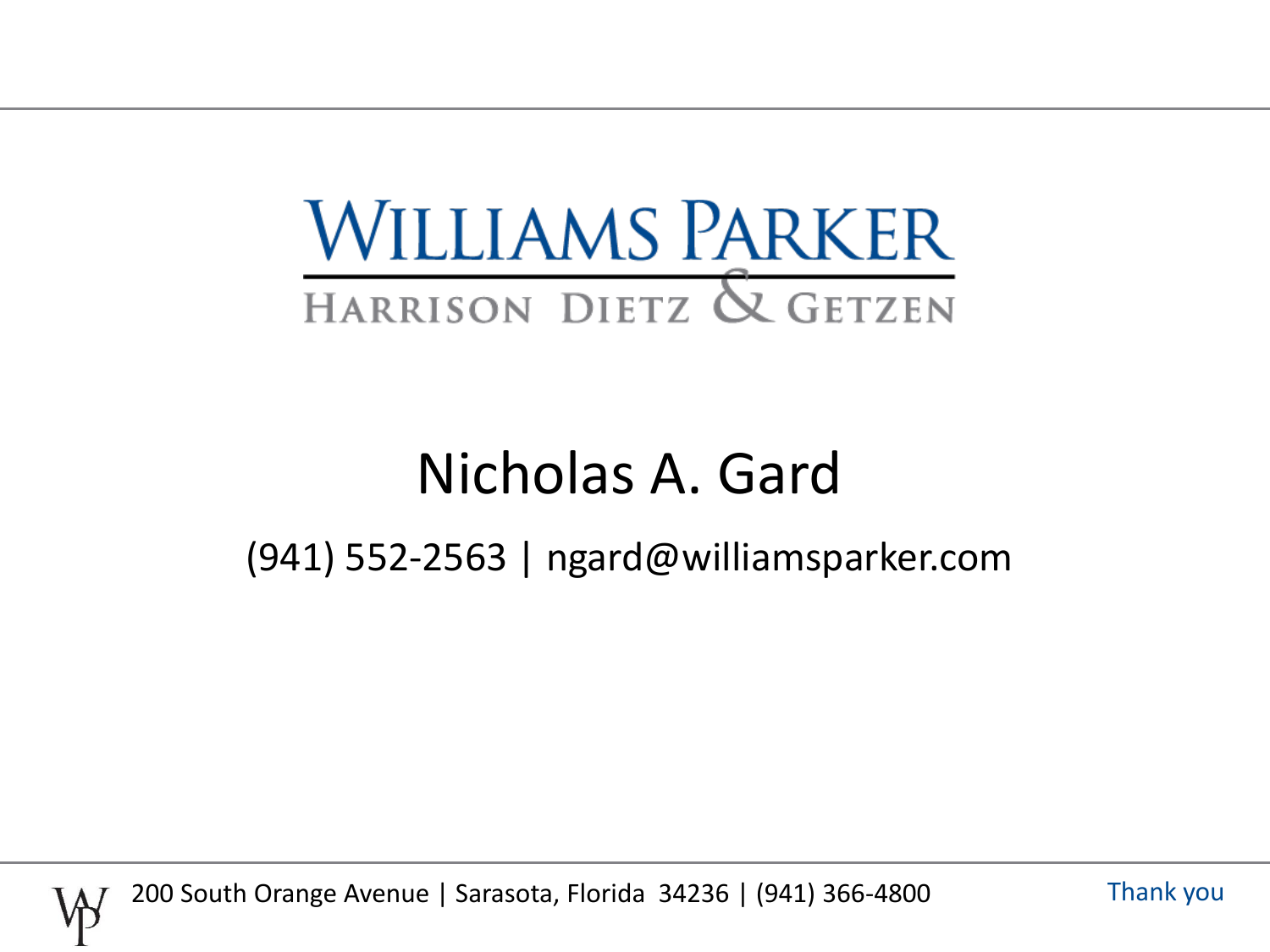# WILLIAMS PARKER

HARRISON DIETZ & GETZEN

## Nicholas A. Gard

(941) 552-2563 | ngard@williamsparker.com

200 South Orange Avenue | Sarasota, Florida 34236 | (941) 366-4800

Thank you